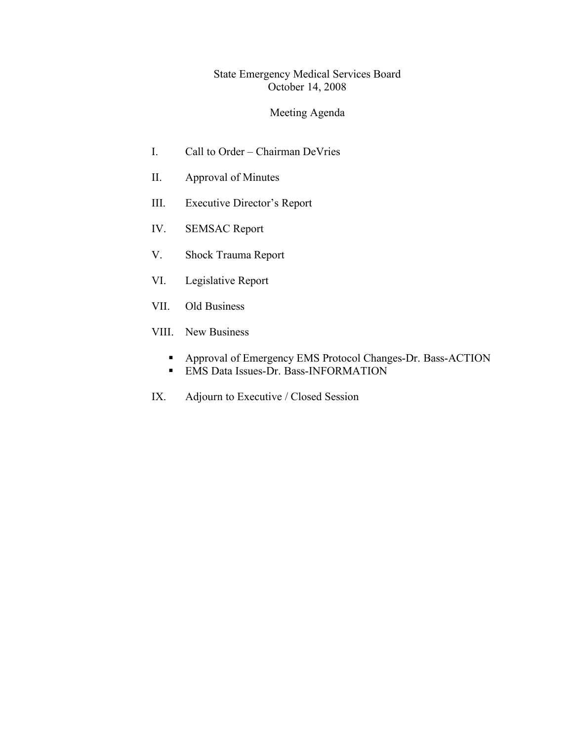# State Emergency Medical Services Board
## October 14, 2008

## Meeting Agenda

I. Call to Order – Chairman DeVries

II. Approval of Minutes

III. Executive Director's Report

IV. SEMSAC Report

V. Shock Trauma Report

VI. Legislative Report

VII. Old Business

VIII. New Business

- Approval of Emergency EMS Protocol Changes-Dr. Bass-ACTION
- EMS Data Issues-Dr. Bass-INFORMATION

IX. Adjourn to Executive / Closed Session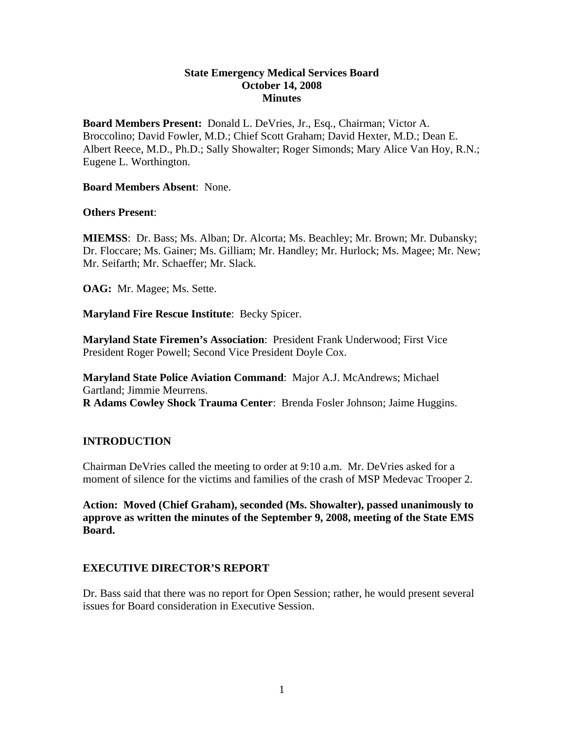# State Emergency Medical Services Board
## October 14, 2008
## Minutes

**Board Members Present:** Donald L. DeVries, Jr., Esq., Chairman; Victor A. Broccolino; David Fowler, M.D.; Chief Scott Graham; David Hexter, M.D.; Dean E. Albert Reece, M.D., Ph.D.; Sally Showalter; Roger Simonds; Mary Alice Van Hoy, R.N.; Eugene L. Worthington.

**Board Members Absent**: None.

**Others Present**:

**MIEMSS**: Dr. Bass; Ms. Alban; Dr. Alcorta; Ms. Beachley; Mr. Brown; Mr. Dubansky; Dr. Floccare; Ms. Gainer; Ms. Gilliam; Mr. Handley; Mr. Hurlock; Ms. Magee; Mr. New; Mr. Seifarth; Mr. Schaeffer; Mr. Slack.

**OAG:** Mr. Magee; Ms. Sette.

**Maryland Fire Rescue Institute**: Becky Spicer.

**Maryland State Firemen's Association**: President Frank Underwood; First Vice President Roger Powell; Second Vice President Doyle Cox.

**Maryland State Police Aviation Command**: Major A.J. McAndrews; Michael Gartland; Jimmie Meurrens.
**R Adams Cowley Shock Trauma Center**: Brenda Fosler Johnson; Jaime Huggins.

## INTRODUCTION

Chairman DeVries called the meeting to order at 9:10 a.m. Mr. DeVries asked for a moment of silence for the victims and families of the crash of MSP Medevac Trooper 2.

**Action: Moved (Chief Graham), seconded (Ms. Showalter), passed unanimously to approve as written the minutes of the September 9, 2008, meeting of the State EMS Board.**

## EXECUTIVE DIRECTOR'S REPORT

Dr. Bass said that there was no report for Open Session; rather, he would present several issues for Board consideration in Executive Session.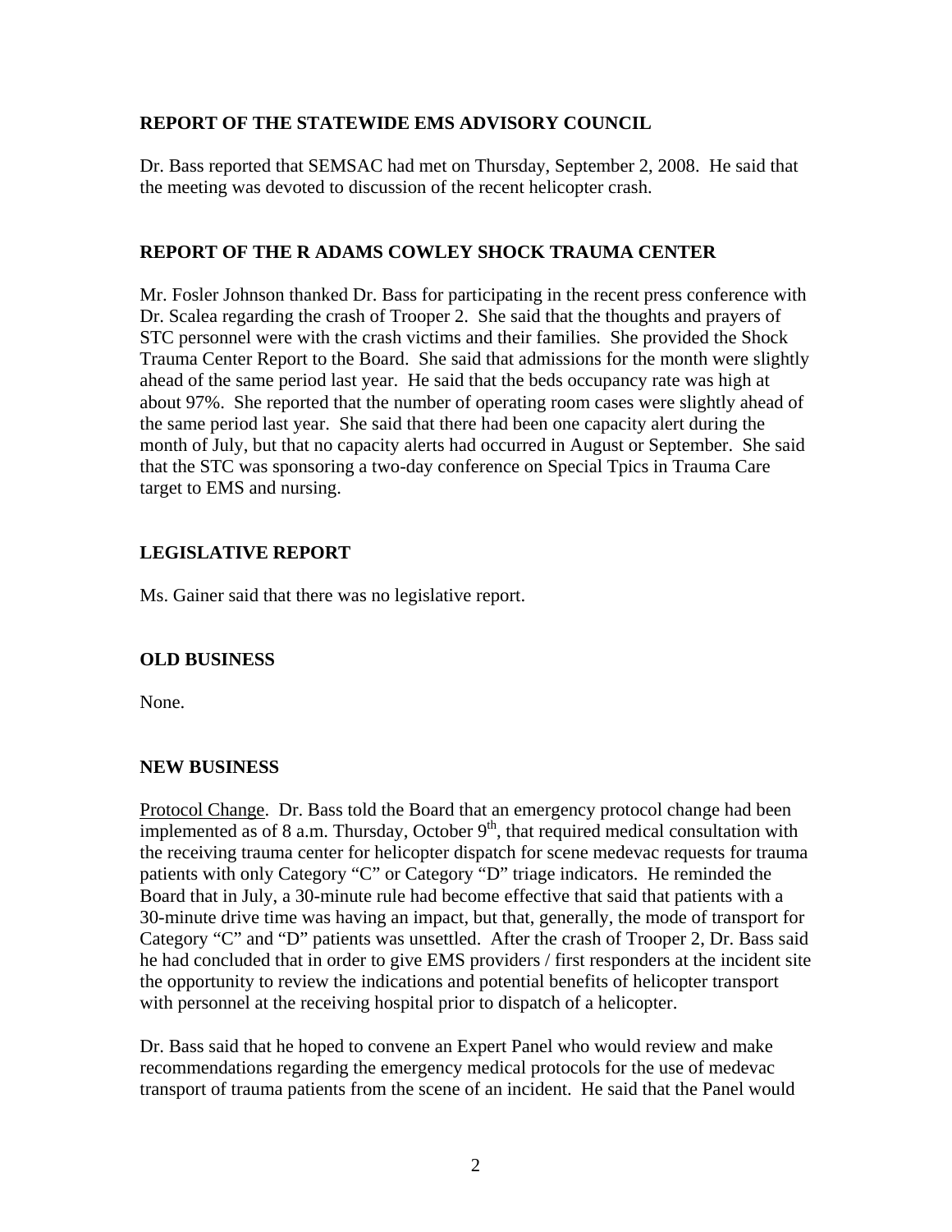## REPORT OF THE STATEWIDE EMS ADVISORY COUNCIL

Dr. Bass reported that SEMSAC had met on Thursday, September 2, 2008. He said that the meeting was devoted to discussion of the recent helicopter crash.

## REPORT OF THE R ADAMS COWLEY SHOCK TRAUMA CENTER

Mr. Fosler Johnson thanked Dr. Bass for participating in the recent press conference with Dr. Scalea regarding the crash of Trooper 2. She said that the thoughts and prayers of STC personnel were with the crash victims and their families. She provided the Shock Trauma Center Report to the Board. She said that admissions for the month were slightly ahead of the same period last year. He said that the beds occupancy rate was high at about 97%. She reported that the number of operating room cases were slightly ahead of the same period last year. She said that there had been one capacity alert during the month of July, but that no capacity alerts had occurred in August or September. She said that the STC was sponsoring a two-day conference on Special Tpics in Trauma Care target to EMS and nursing.

## LEGISLATIVE REPORT

Ms. Gainer said that there was no legislative report.

## OLD BUSINESS

None.

## NEW BUSINESS

Protocol Change. Dr. Bass told the Board that an emergency protocol change had been implemented as of 8 a.m. Thursday, October 9th, that required medical consultation with the receiving trauma center for helicopter dispatch for scene medevac requests for trauma patients with only Category "C" or Category "D" triage indicators. He reminded the Board that in July, a 30-minute rule had become effective that said that patients with a 30-minute drive time was having an impact, but that, generally, the mode of transport for Category "C" and "D" patients was unsettled. After the crash of Trooper 2, Dr. Bass said he had concluded that in order to give EMS providers / first responders at the incident site the opportunity to review the indications and potential benefits of helicopter transport with personnel at the receiving hospital prior to dispatch of a helicopter.

Dr. Bass said that he hoped to convene an Expert Panel who would review and make recommendations regarding the emergency medical protocols for the use of medevac transport of trauma patients from the scene of an incident. He said that the Panel would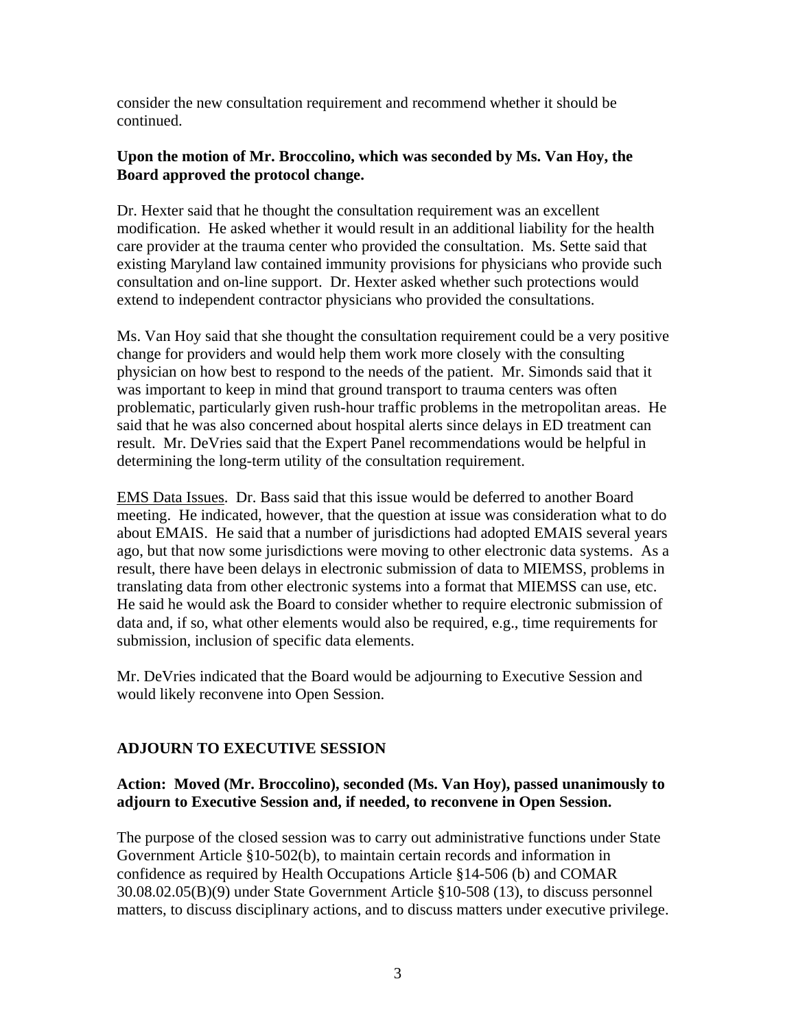consider the new consultation requirement and recommend whether it should be continued.

**Upon the motion of Mr. Broccolino, which was seconded by Ms. Van Hoy, the Board approved the protocol change.**

Dr. Hexter said that he thought the consultation requirement was an excellent modification. He asked whether it would result in an additional liability for the health care provider at the trauma center who provided the consultation. Ms. Sette said that existing Maryland law contained immunity provisions for physicians who provide such consultation and on-line support. Dr. Hexter asked whether such protections would extend to independent contractor physicians who provided the consultations.

Ms. Van Hoy said that she thought the consultation requirement could be a very positive change for providers and would help them work more closely with the consulting physician on how best to respond to the needs of the patient. Mr. Simonds said that it was important to keep in mind that ground transport to trauma centers was often problematic, particularly given rush-hour traffic problems in the metropolitan areas. He said that he was also concerned about hospital alerts since delays in ED treatment can result. Mr. DeVries said that the Expert Panel recommendations would be helpful in determining the long-term utility of the consultation requirement.

<u>EMS Data Issues</u>. Dr. Bass said that this issue would be deferred to another Board meeting. He indicated, however, that the question at issue was consideration what to do about EMAIS. He said that a number of jurisdictions had adopted EMAIS several years ago, but that now some jurisdictions were moving to other electronic data systems. As a result, there have been delays in electronic submission of data to MIEMSS, problems in translating data from other electronic systems into a format that MIEMSS can use, etc. He said he would ask the Board to consider whether to require electronic submission of data and, if so, what other elements would also be required, e.g., time requirements for submission, inclusion of specific data elements.

Mr. DeVries indicated that the Board would be adjourning to Executive Session and would likely reconvene into Open Session.

## ADJOURN TO EXECUTIVE SESSION

**Action: Moved (Mr. Broccolino), seconded (Ms. Van Hoy), passed unanimously to adjourn to Executive Session and, if needed, to reconvene in Open Session.**

The purpose of the closed session was to carry out administrative functions under State Government Article §10-502(b), to maintain certain records and information in confidence as required by Health Occupations Article §14-506 (b) and COMAR 30.08.02.05(B)(9) under State Government Article §10-508 (13), to discuss personnel matters, to discuss disciplinary actions, and to discuss matters under executive privilege.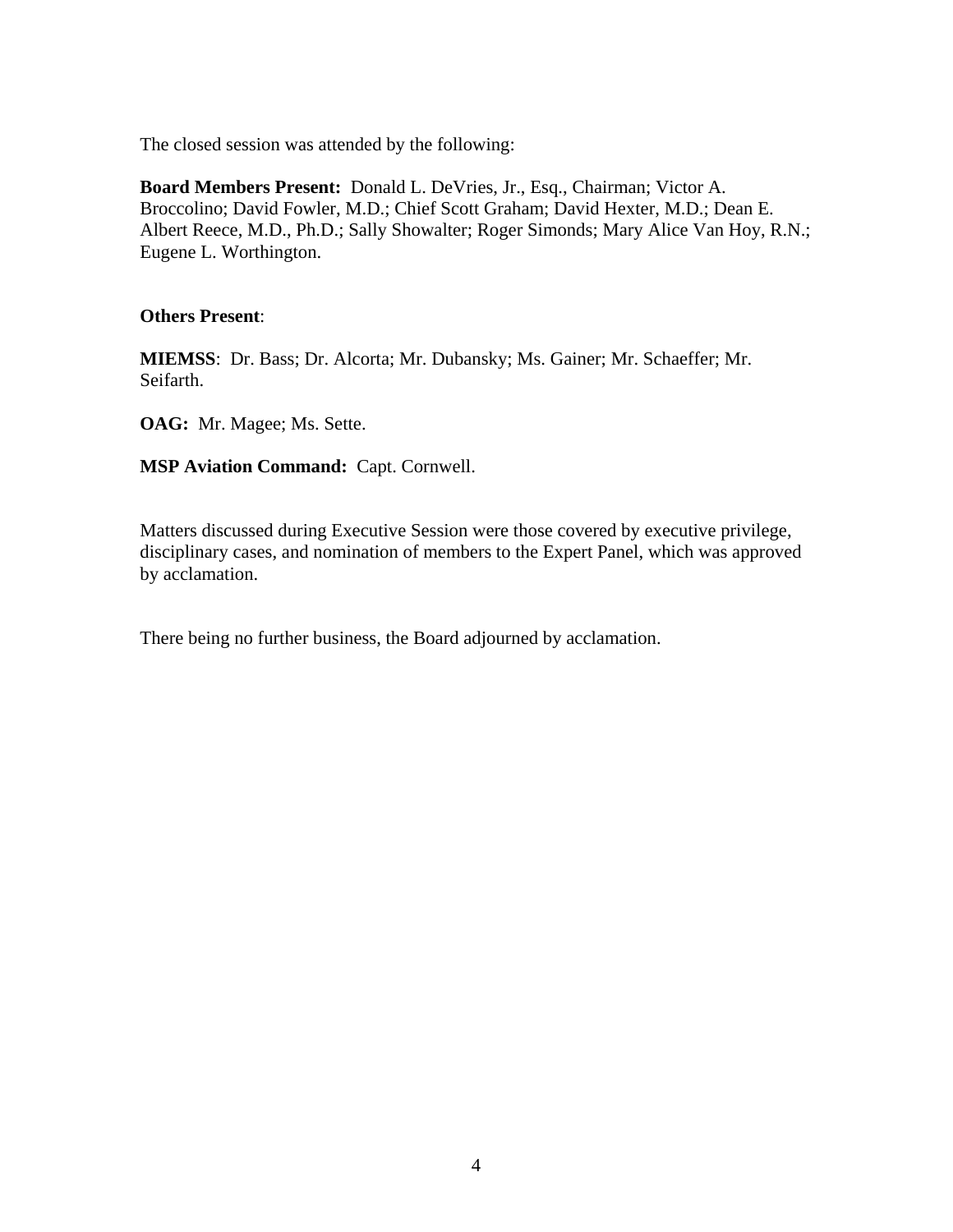The closed session was attended by the following:

**Board Members Present:** Donald L. DeVries, Jr., Esq., Chairman; Victor A. Broccolino; David Fowler, M.D.; Chief Scott Graham; David Hexter, M.D.; Dean E. Albert Reece, M.D., Ph.D.; Sally Showalter; Roger Simonds; Mary Alice Van Hoy, R.N.; Eugene L. Worthington.

**Others Present**:

**MIEMSS**: Dr. Bass; Dr. Alcorta; Mr. Dubansky; Ms. Gainer; Mr. Schaeffer; Mr. Seifarth.

**OAG:** Mr. Magee; Ms. Sette.

**MSP Aviation Command:** Capt. Cornwell.

Matters discussed during Executive Session were those covered by executive privilege, disciplinary cases, and nomination of members to the Expert Panel, which was approved by acclamation.

There being no further business, the Board adjourned by acclamation.